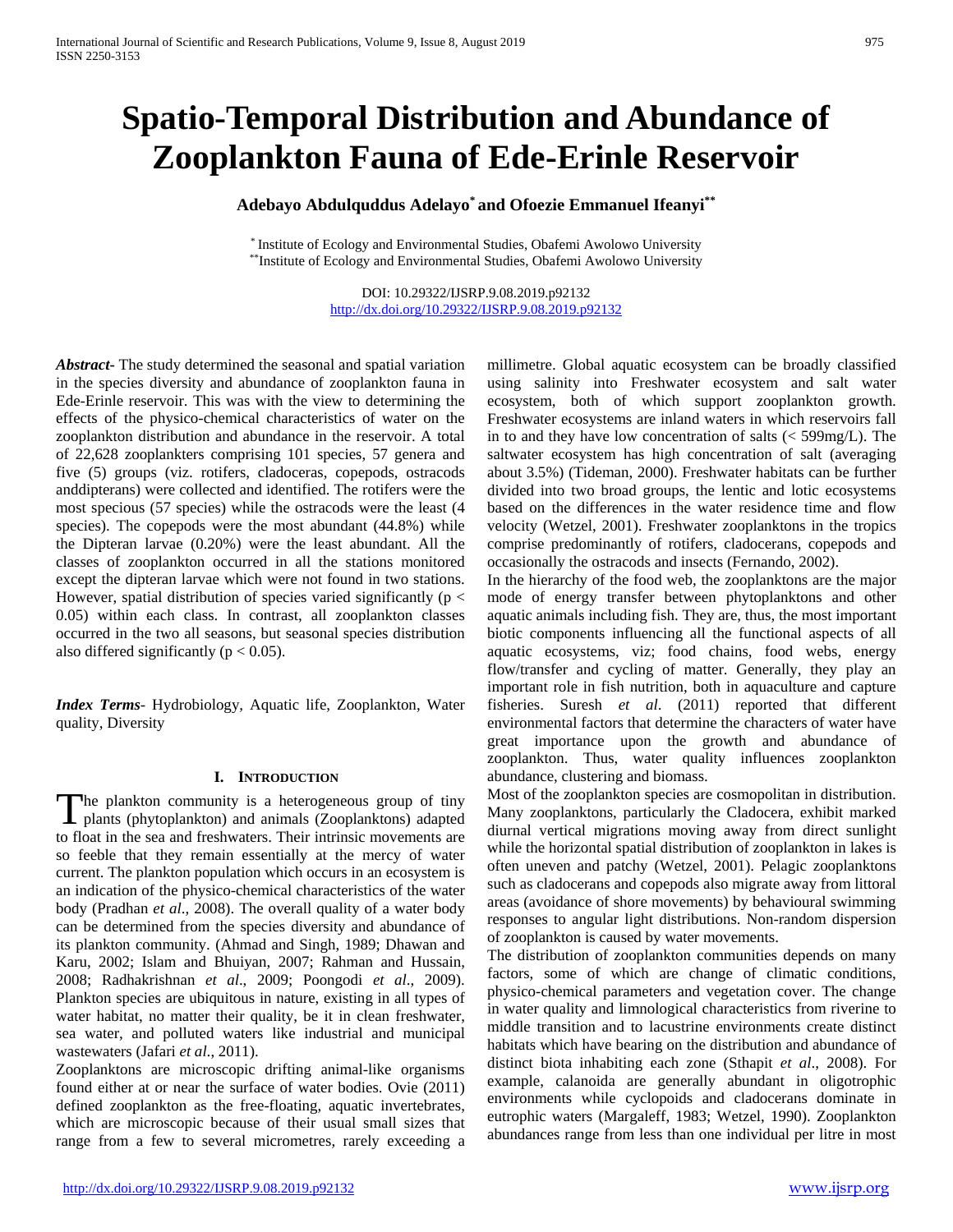# Spatio-Temporal Distribution and Abundance of Zooplankton Fauna of Ede-Erinle Reservoir

**Adebayo Abdulquddus Adelayo[*] and Ofoezie Emmanuel Ifeanyi[**]**

[*] Institute of Ecology and Environmental Studies, Obafemi Awolowo University
[**] Institute of Ecology and Environmental Studies, Obafemi Awolowo University

DOI: 10.29322/IJSRP.9.08.2019.p92132
http://dx.doi.org/10.29322/IJSRP.9.08.2019.p92132

***Abstract***- The study determined the seasonal and spatial variation in the species diversity and abundance of zooplankton fauna in Ede-Erinle reservoir. This was with the view to determining the effects of the physico-chemical characteristics of water on the zooplankton distribution and abundance in the reservoir. A total of 22,628 zooplankters comprising 101 species, 57 genera and five (5) groups (viz. rotifers, cladoceras, copepods, ostracods anddipterans) were collected and identified. The rotifers were the most specious (57 species) while the ostracods were the least (4 species). The copepods were the most abundant (44.8%) while the Dipteran larvae (0.20%) were the least abundant. All the classes of zooplankton occurred in all the stations monitored except the dipteran larvae which were not found in two stations. However, spatial distribution of species varied significantly ($p < 0.05$) within each class. In contrast, all zooplankton classes occurred in the two all seasons, but seasonal species distribution also differed significantly ($p < 0.05$).

***Index Terms***- Hydrobiology, Aquatic life, Zooplankton, Water quality, Diversity

## I. Introduction

The plankton community is a heterogeneous group of tiny plants (phytoplankton) and animals (Zooplanktons) adapted to float in the sea and freshwaters. Their intrinsic movements are so feeble that they remain essentially at the mercy of water current. The plankton population which occurs in an ecosystem is an indication of the physico-chemical characteristics of the water body (Pradhan *et al*., 2008). The overall quality of a water body can be determined from the species diversity and abundance of its plankton community. (Ahmad and Singh, 1989; Dhawan and Karu, 2002; Islam and Bhuiyan, 2007; Rahman and Hussain, 2008; Radhakrishnan *et al*., 2009; Poongodi *et al*., 2009). Plankton species are ubiquitous in nature, existing in all types of water habitat, no matter their quality, be it in clean freshwater, sea water, and polluted waters like industrial and municipal wastewaters (Jafari *et al.*, 2011).

Zooplanktons are microscopic drifting animal-like organisms found either at or near the surface of water bodies. Ovie (2011) defined zooplankton as the free-floating, aquatic invertebrates, which are microscopic because of their usual small sizes that range from a few to several micrometres, rarely exceeding a millimetre. Global aquatic ecosystem can be broadly classified using salinity into Freshwater ecosystem and salt water ecosystem, both of which support zooplankton growth. Freshwater ecosystems are inland waters in which reservoirs fall in to and they have low concentration of salts (< 599mg/L). The saltwater ecosystem has high concentration of salt (averaging about 3.5%) (Tideman, 2000). Freshwater habitats can be further divided into two broad groups, the lentic and lotic ecosystems based on the differences in the water residence time and flow velocity (Wetzel, 2001). Freshwater zooplanktons in the tropics comprise predominantly of rotifers, cladocerans, copepods and occasionally the ostracods and insects (Fernando, 2002).

In the hierarchy of the food web, the zooplanktons are the major mode of energy transfer between phytoplanktons and other aquatic animals including fish. They are, thus, the most important biotic components influencing all the functional aspects of all aquatic ecosystems, viz; food chains, food webs, energy flow/transfer and cycling of matter. Generally, they play an important role in fish nutrition, both in aquaculture and capture fisheries. Suresh *et al*. (2011) reported that different environmental factors that determine the characters of water have great importance upon the growth and abundance of zooplankton. Thus, water quality influences zooplankton abundance, clustering and biomass.

Most of the zooplankton species are cosmopolitan in distribution. Many zooplanktons, particularly the Cladocera, exhibit marked diurnal vertical migrations moving away from direct sunlight while the horizontal spatial distribution of zooplankton in lakes is often uneven and patchy (Wetzel, 2001). Pelagic zooplanktons such as cladocerans and copepods also migrate away from littoral areas (avoidance of shore movements) by behavioural swimming responses to angular light distributions. Non-random dispersion of zooplankton is caused by water movements.

The distribution of zooplankton communities depends on many factors, some of which are change of climatic conditions, physico-chemical parameters and vegetation cover. The change in water quality and limnological characteristics from riverine to middle transition and to lacustrine environments create distinct habitats which have bearing on the distribution and abundance of distinct biota inhabiting each zone (Sthapit *et al*., 2008). For example, calanoida are generally abundant in oligotrophic environments while cyclopoids and cladocerans dominate in eutrophic waters (Margaleff, 1983; Wetzel, 1990). Zooplankton abundances range from less than one individual per litre in most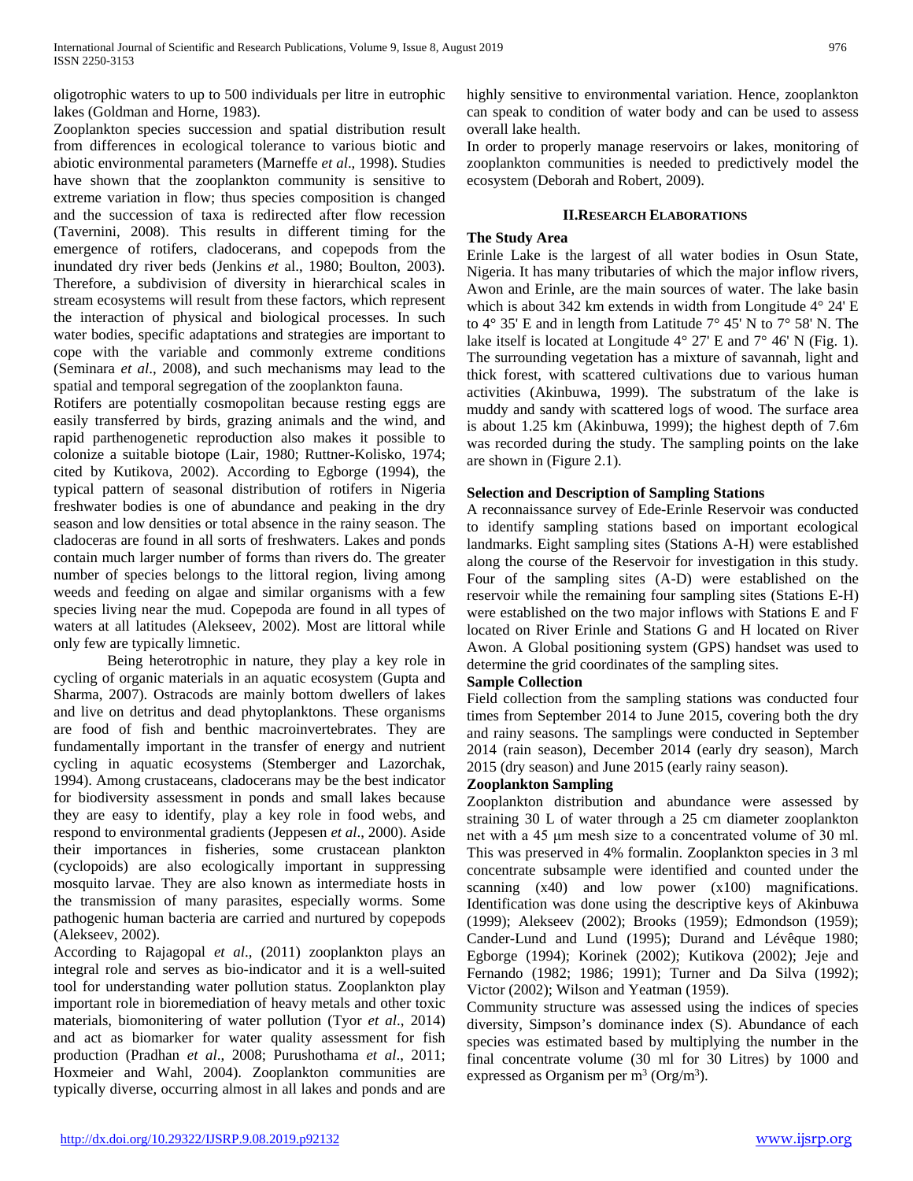oligotrophic waters to up to 500 individuals per litre in eutrophic lakes (Goldman and Horne, 1983).

Zooplankton species succession and spatial distribution result from differences in ecological tolerance to various biotic and abiotic environmental parameters (Marneffe *et al*., 1998). Studies have shown that the zooplankton community is sensitive to extreme variation in flow; thus species composition is changed and the succession of taxa is redirected after flow recession (Tavernini, 2008). This results in different timing for the emergence of rotifers, cladocerans, and copepods from the inundated dry river beds (Jenkins *et* al., 1980; Boulton, 2003). Therefore, a subdivision of diversity in hierarchical scales in stream ecosystems will result from these factors, which represent the interaction of physical and biological processes. In such water bodies, specific adaptations and strategies are important to cope with the variable and commonly extreme conditions (Seminara *et al*., 2008), and such mechanisms may lead to the spatial and temporal segregation of the zooplankton fauna.

Rotifers are potentially cosmopolitan because resting eggs are easily transferred by birds, grazing animals and the wind, and rapid parthenogenetic reproduction also makes it possible to colonize a suitable biotope (Lair, 1980; Ruttner-Kolisko, 1974; cited by Kutikova, 2002). According to Egborge (1994), the typical pattern of seasonal distribution of rotifers in Nigeria freshwater bodies is one of abundance and peaking in the dry season and low densities or total absence in the rainy season. The cladoceras are found in all sorts of freshwaters. Lakes and ponds contain much larger number of forms than rivers do. The greater number of species belongs to the littoral region, living among weeds and feeding on algae and similar organisms with a few species living near the mud. Copepoda are found in all types of waters at all latitudes (Alekseev, 2002). Most are littoral while only few are typically limnetic.

Being heterotrophic in nature, they play a key role in cycling of organic materials in an aquatic ecosystem (Gupta and Sharma, 2007). Ostracods are mainly bottom dwellers of lakes and live on detritus and dead phytoplanktons. These organisms are food of fish and benthic macroinvertebrates. They are fundamentally important in the transfer of energy and nutrient cycling in aquatic ecosystems (Stemberger and Lazorchak, 1994). Among crustaceans, cladocerans may be the best indicator for biodiversity assessment in ponds and small lakes because they are easy to identify, play a key role in food webs, and respond to environmental gradients (Jeppesen *et al*., 2000). Aside their importances in fisheries, some crustacean plankton (cyclopoids) are also ecologically important in suppressing mosquito larvae. They are also known as intermediate hosts in the transmission of many parasites, especially worms. Some pathogenic human bacteria are carried and nurtured by copepods (Alekseev, 2002).

According to Rajagopal *et al*., (2011) zooplankton plays an integral role and serves as bio-indicator and it is a well-suited tool for understanding water pollution status. Zooplankton play important role in bioremediation of heavy metals and other toxic materials, biomonitering of water pollution (Tyor *et al*., 2014) and act as biomarker for water quality assessment for fish production (Pradhan *et al*., 2008; Purushothama *et al*., 2011; Hoxmeier and Wahl, 2004). Zooplankton communities are typically diverse, occurring almost in all lakes and ponds and are highly sensitive to environmental variation. Hence, zooplankton can speak to condition of water body and can be used to assess overall lake health.

In order to properly manage reservoirs or lakes, monitoring of zooplankton communities is needed to predictively model the ecosystem (Deborah and Robert, 2009).

## II. Research Elaborations

### The Study Area

Erinle Lake is the largest of all water bodies in Osun State, Nigeria. It has many tributaries of which the major inflow rivers, Awon and Erinle, are the main sources of water. The lake basin which is about 342 km extends in width from Longitude 4° 24' E to 4° 35' E and in length from Latitude 7° 45' N to 7° 58' N. The lake itself is located at Longitude 4° 27' E and 7° 46' N (Fig. 1). The surrounding vegetation has a mixture of savannah, light and thick forest, with scattered cultivations due to various human activities (Akinbuwa, 1999). The substratum of the lake is muddy and sandy with scattered logs of wood. The surface area is about 1.25 km (Akinbuwa, 1999); the highest depth of 7.6m was recorded during the study. The sampling points on the lake are shown in (Figure 2.1).

### Selection and Description of Sampling Stations

A reconnaissance survey of Ede-Erinle Reservoir was conducted to identify sampling stations based on important ecological landmarks. Eight sampling sites (Stations A-H) were established along the course of the Reservoir for investigation in this study. Four of the sampling sites (A-D) were established on the reservoir while the remaining four sampling sites (Stations E-H) were established on the two major inflows with Stations E and F located on River Erinle and Stations G and H located on River Awon. A Global positioning system (GPS) handset was used to determine the grid coordinates of the sampling sites.

### Sample Collection

Field collection from the sampling stations was conducted four times from September 2014 to June 2015, covering both the dry and rainy seasons. The samplings were conducted in September 2014 (rain season), December 2014 (early dry season), March 2015 (dry season) and June 2015 (early rainy season).

### Zooplankton Sampling

Zooplankton distribution and abundance were assessed by straining 30 L of water through a 25 cm diameter zooplankton net with a 45 µm mesh size to a concentrated volume of 30 ml. This was preserved in 4% formalin. Zooplankton species in 3 ml concentrate subsample were identified and counted under the scanning (x40) and low power (x100) magnifications. Identification was done using the descriptive keys of Akinbuwa (1999); Alekseev (2002); Brooks (1959); Edmondson (1959); Cander-Lund and Lund (1995); Durand and Lévêque 1980; Egborge (1994); Korinek (2002); Kutikova (2002); Jeje and Fernando (1982; 1986; 1991); Turner and Da Silva (1992); Victor (2002); Wilson and Yeatman (1959).

Community structure was assessed using the indices of species diversity, Simpson's dominance index (S). Abundance of each species was estimated based by multiplying the number in the final concentrate volume (30 ml for 30 Litres) by 1000 and expressed as Organism per $m^3$ ($Org/m^3$).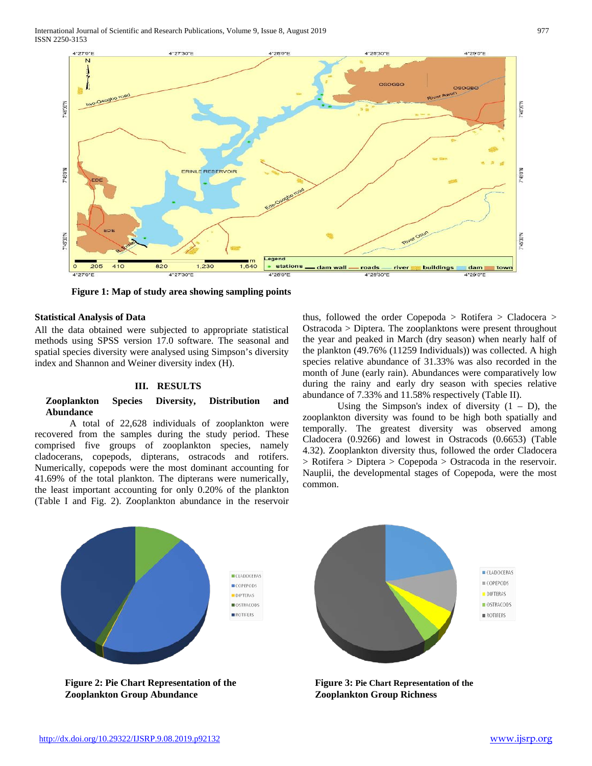Figure 1: Map of study area showing sampling points

### Statistical Analysis of Data

All the data obtained were subjected to appropriate statistical methods using SPSS version 17.0 software. The seasonal and spatial species diversity were analysed using Simpson's diversity index and Shannon and Weiner diversity index (H).

## III. RESULTS

### Zooplankton Species Diversity, Distribution and Abundance

A total of 22,628 individuals of zooplankton were recovered from the samples during the study period. These comprised five groups of zooplankton species, namely cladocerans, copepods, dipterans, ostracods and rotifers. Numerically, copepods were the most dominant accounting for 41.69% of the total plankton. The dipterans were numerically, the least important accounting for only 0.20% of the plankton (Table I and Fig. 2). Zooplankton abundance in the reservoir thus, followed the order Copepoda > Rotifera > Cladocera > Ostracoda > Diptera. The zooplanktons were present throughout the year and peaked in March (dry season) when nearly half of the plankton (49.76% (11259 Individuals)) was collected. A high species relative abundance of 31.33% was also recorded in the month of June (early rain). Abundances were comparatively low during the rainy and early dry season with species relative abundance of 7.33% and 11.58% respectively (Table II).

Using the Simpson's index of diversity (1 – D), the zooplankton diversity was found to be high both spatially and temporally. The greatest diversity was observed among Cladocera (0.9266) and lowest in Ostracods (0.6653) (Table 4.32). Zooplankton diversity thus, followed the order Cladocera > Rotifera > Diptera > Copepoda > Ostracoda in the reservoir. Nauplii, the developmental stages of Copepoda, were the most common.

Figure 2: Pie Chart Representation of the Zooplankton Group Abundance

Figure 3: Pie Chart Representation of the Zooplankton Group Richness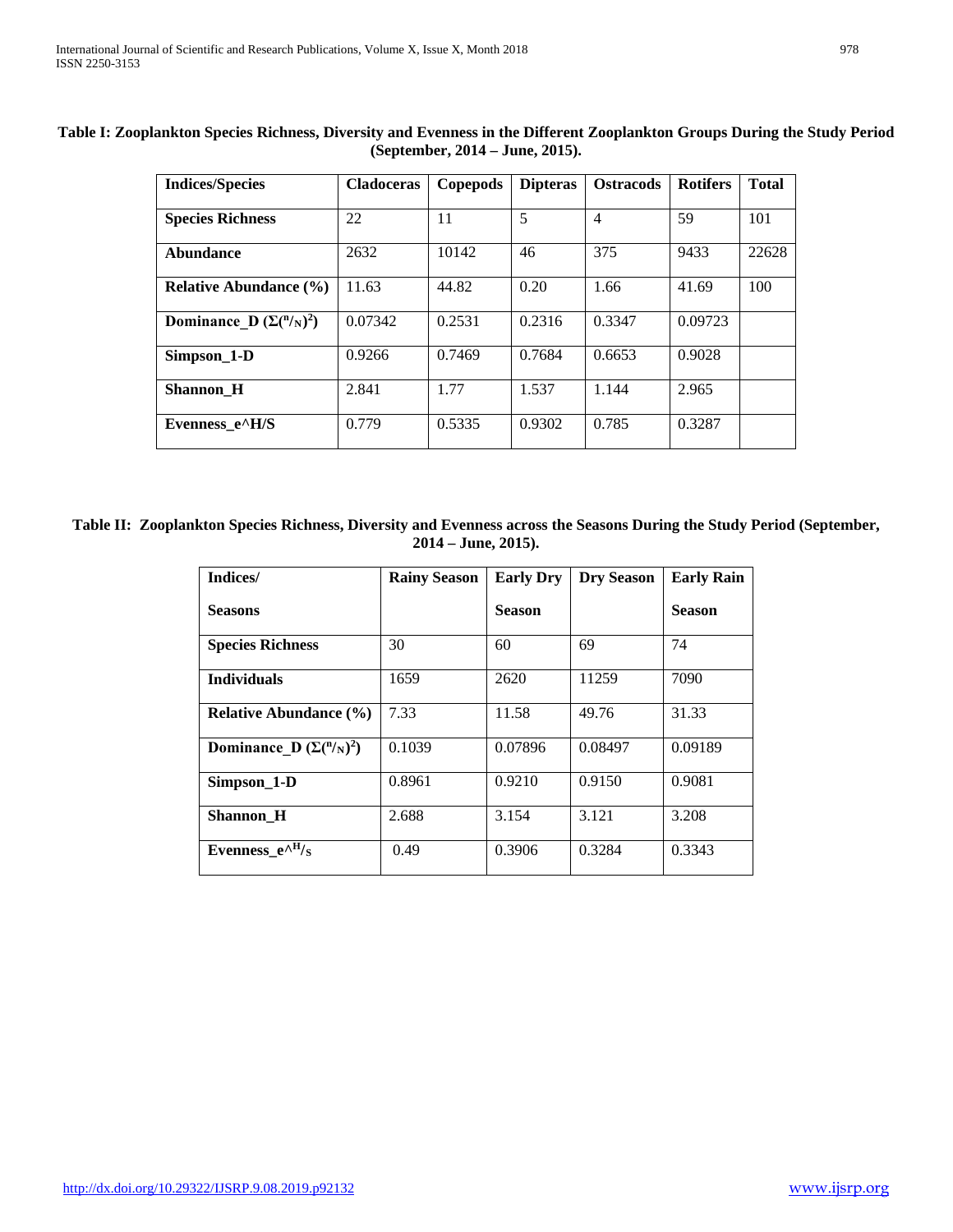**Table I: Zooplankton Species Richness, Diversity and Evenness in the Different Zooplankton Groups During the Study Period (September, 2014 – June, 2015).**

| Indices/Species | Cladoceras | Copepods | Dipteras | Ostracods | Rotifers | Total |
|---|---|---|---|---|---|---|
| **Species Richness** | 22 | 11 | 5 | 4 | 59 | 101 |
| **Abundance** | 2632 | 10142 | 46 | 375 | 9433 | 22628 |
| **Relative Abundance (%)** | 11.63 | 44.82 | 0.20 | 1.66 | 41.69 | 100 |
| **Dominance_D ($\Sigma(^n/_N)^2$)** | 0.07342 | 0.2531 | 0.2316 | 0.3347 | 0.09723 | |
| **Simpson_1-D** | 0.9266 | 0.7469 | 0.7684 | 0.6653 | 0.9028 | |
| **Shannon_H** | 2.841 | 1.77 | 1.537 | 1.144 | 2.965 | |
| **Evenness_e^H/S** | 0.779 | 0.5335 | 0.9302 | 0.785 | 0.3287 | |

**Table II: Zooplankton Species Richness, Diversity and Evenness across the Seasons During the Study Period (September, 2014 – June, 2015).**

| Indices/ Seasons | Rainy Season | Early Dry Season | Dry Season | Early Rain Season |
|---|---|---|---|---|
| **Species Richness** | 30 | 60 | 69 | 74 |
| **Individuals** | 1659 | 2620 | 11259 | 7090 |
| **Relative Abundance (%)** | 7.33 | 11.58 | 49.76 | 31.33 |
| **Dominance_D ($\Sigma(^n/_N)^2$)** | 0.1039 | 0.07896 | 0.08497 | 0.09189 |
| **Simpson_1-D** | 0.8961 | 0.9210 | 0.9150 | 0.9081 |
| **Shannon_H** | 2.688 | 3.154 | 3.121 | 3.208 |
| **Evenness_e^H/S** | 0.49 | 0.3906 | 0.3284 | 0.3343 |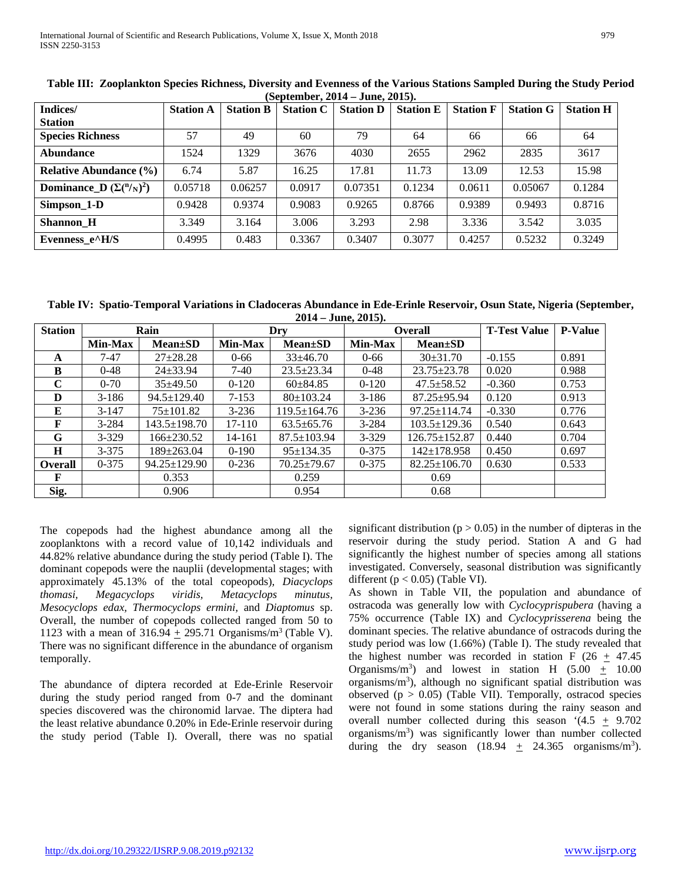**Table III: Zooplankton Species Richness, Diversity and Evenness of the Various Stations Sampled During the Study Period (September, 2014 – June, 2015).**

| Indices/ Station | Station A | Station B | Station C | Station D | Station E | Station F | Station G | Station H |
|---|---|---|---|---|---|---|---|---|
| **Species Richness** | 57 | 49 | 60 | 79 | 64 | 66 | 66 | 64 |
| **Abundance** | 1524 | 1329 | 3676 | 4030 | 2655 | 2962 | 2835 | 3617 |
| **Relative Abundance (%)** | 6.74 | 5.87 | 16.25 | 17.81 | 11.73 | 13.09 | 12.53 | 15.98 |
| **Dominance_D ($\Sigma(^n/_N)^2$)** | 0.05718 | 0.06257 | 0.0917 | 0.07351 | 0.1234 | 0.0611 | 0.05067 | 0.1284 |
| **Simpson_1-D** | 0.9428 | 0.9374 | 0.9083 | 0.9265 | 0.8766 | 0.9389 | 0.9493 | 0.8716 |
| **Shannon_H** | 3.349 | 3.164 | 3.006 | 3.293 | 2.98 | 3.336 | 3.542 | 3.035 |
| **Evenness_e^H/S** | 0.4995 | 0.483 | 0.3367 | 0.3407 | 0.3077 | 0.4257 | 0.5232 | 0.3249 |

**Table IV: Spatio-Temporal Variations in Cladoceras Abundance in Ede-Erinle Reservoir, Osun State, Nigeria (September, 2014 – June, 2015).**

| Station | Rain | | Dry | | Overall | | T-Test Value | P-Value |
|---|---|---|---|---|---|---|---|---|
| | **Min-Max** | **Mean±SD** | **Min-Max** | **Mean±SD** | **Min-Max** | **Mean±SD** | | |
| **A** | 7-47 | 27±28.28 | 0-66 | 33±46.70 | 0-66 | 30±31.70 | -0.155 | 0.891 |
| **B** | 0-48 | 24±33.94 | 7-40 | 23.5±23.34 | 0-48 | 23.75±23.78 | 0.020 | 0.988 |
| **C** | 0-70 | 35±49.50 | 0-120 | 60±84.85 | 0-120 | 47.5±58.52 | -0.360 | 0.753 |
| **D** | 3-186 | 94.5±129.40 | 7-153 | 80±103.24 | 3-186 | 87.25±95.94 | 0.120 | 0.913 |
| **E** | 3-147 | 75±101.82 | 3-236 | 119.5±164.76 | 3-236 | 97.25±114.74 | -0.330 | 0.776 |
| **F** | 3-284 | 143.5±198.70 | 17-110 | 63.5±65.76 | 3-284 | 103.5±129.36 | 0.540 | 0.643 |
| **G** | 3-329 | 166±230.52 | 14-161 | 87.5±103.94 | 3-329 | 126.75±152.87 | 0.440 | 0.704 |
| **H** | 3-375 | 189±263.04 | 0-190 | 95±134.35 | 0-375 | 142±178.958 | 0.450 | 0.697 |
| **Overall** | 0-375 | 94.25±129.90 | 0-236 | 70.25±79.67 | 0-375 | 82.25±106.70 | 0.630 | 0.533 |
| **F** | | 0.353 | | 0.259 | | 0.69 | | |
| **Sig.** | | 0.906 | | 0.954 | | 0.68 | | |

The copepods had the highest abundance among all the zooplanktons with a record value of 10,142 individuals and 44.82% relative abundance during the study period (Table I). The dominant copepods were the nauplii (developmental stages; with approximately 45.13% of the total copeopods), *Diacyclops thomasi, Megacyclops viridis, Metacyclops minutus, Mesocyclops edax, Thermocyclops ermini,* and *Diaptomus* sp. Overall, the number of copepods collected ranged from 50 to 1123 with a mean of 316.94 $\pm$ 295.71 Organisms/m$^3$ (Table V). There was no significant difference in the abundance of organism temporally.

The abundance of diptera recorded at Ede-Erinle Reservoir during the study period ranged from 0-7 and the dominant species discovered was the chironomid larvae. The diptera had the least relative abundance 0.20% in Ede-Erinle reservoir during the study period (Table I). Overall, there was no spatial significant distribution ($p > 0.05$) in the number of dipteras in the reservoir during the study period. Station A and G had significantly the highest number of species among all stations investigated. Conversely, seasonal distribution was significantly different ($p < 0.05$) (Table VI).

As shown in Table VII, the population and abundance of ostracoda was generally low with *Cyclocyprispubera* (having a 75% occurrence (Table IX) and *Cyclocyprisserena* being the dominant species. The relative abundance of ostracods during the study period was low (1.66%) (Table I). The study revealed that the highest number was recorded in station F (26 $\pm$ 47.45 Organisms/m$^3$) and lowest in station H (5.00 $\pm$ 10.00 organisms/m$^3$), although no significant spatial distribution was observed ($p > 0.05$) (Table VII). Temporally, ostracod species were not found in some stations during the rainy season and overall number collected during this season '(4.5 $\pm$ 9.702 organisms/m$^3$) was significantly lower than number collected during the dry season (18.94 $\pm$ 24.365 organisms/m$^3$).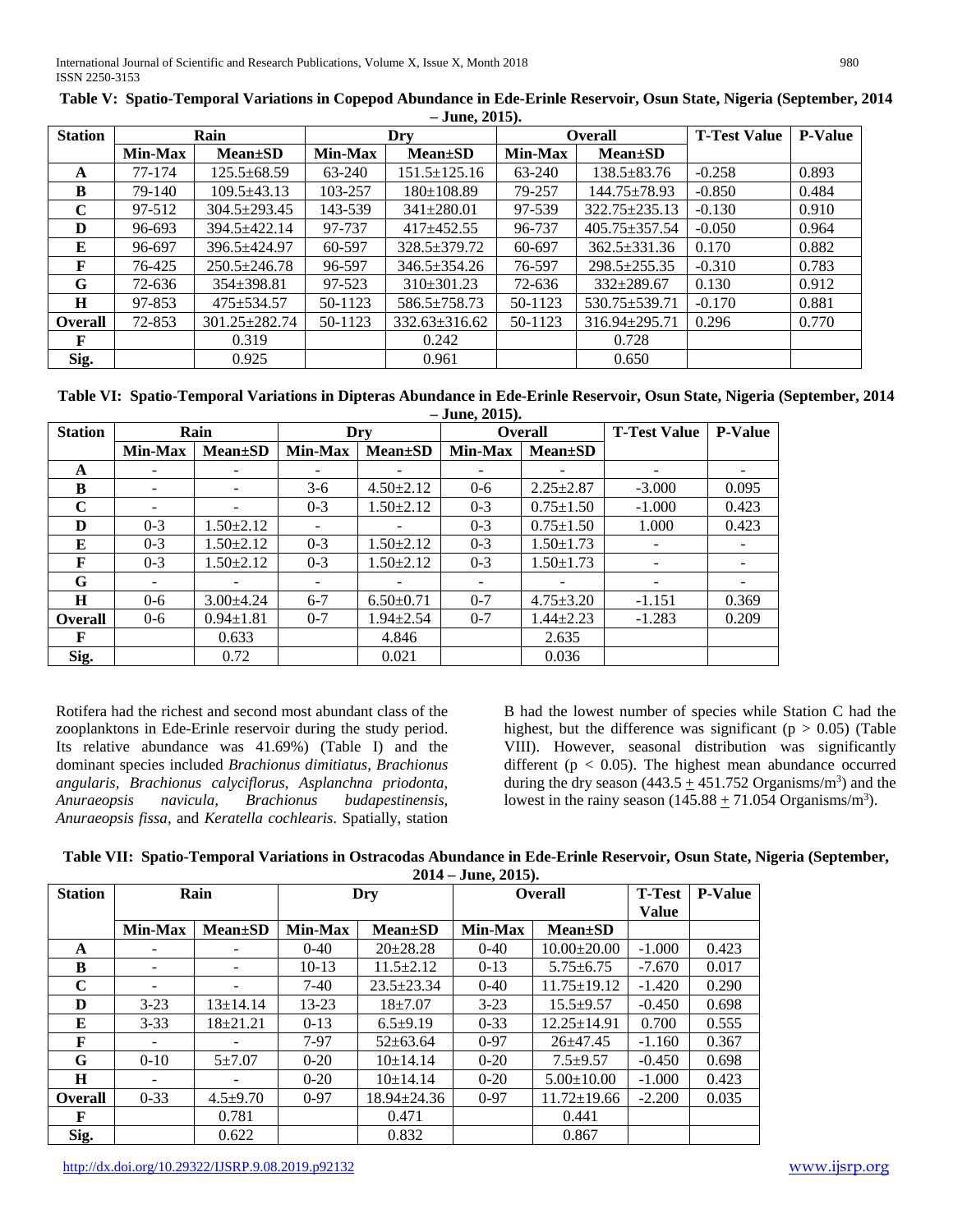**Table V: Spatio-Temporal Variations in Copepod Abundance in Ede-Erinle Reservoir, Osun State, Nigeria (September, 2014 – June, 2015).**

| Station | Rain | | Dry | | Overall | | T-Test Value | P-Value |
|---|---|---|---|---|---|---|---|---|
| | Min-Max | Mean±SD | Min-Max | Mean±SD | Min-Max | Mean±SD | | |
| A | 77-174 | 125.5±68.59 | 63-240 | 151.5±125.16 | 63-240 | 138.5±83.76 | -0.258 | 0.893 |
| B | 79-140 | 109.5±43.13 | 103-257 | 180±108.89 | 79-257 | 144.75±78.93 | -0.850 | 0.484 |
| C | 97-512 | 304.5±293.45 | 143-539 | 341±280.01 | 97-539 | 322.75±235.13 | -0.130 | 0.910 |
| D | 96-693 | 394.5±422.14 | 97-737 | 417±452.55 | 96-737 | 405.75±357.54 | -0.050 | 0.964 |
| E | 96-697 | 396.5±424.97 | 60-597 | 328.5±379.72 | 60-697 | 362.5±331.36 | 0.170 | 0.882 |
| F | 76-425 | 250.5±246.78 | 96-597 | 346.5±354.26 | 76-597 | 298.5±255.35 | -0.310 | 0.783 |
| G | 72-636 | 354±398.81 | 97-523 | 310±301.23 | 72-636 | 332±289.67 | 0.130 | 0.912 |
| H | 97-853 | 475±534.57 | 50-1123 | 586.5±758.73 | 50-1123 | 530.75±539.71 | -0.170 | 0.881 |
| Overall | 72-853 | 301.25±282.74 | 50-1123 | 332.63±316.62 | 50-1123 | 316.94±295.71 | 0.296 | 0.770 |
| F | | 0.319 | | 0.242 | | 0.728 | | |
| Sig. | | 0.925 | | 0.961 | | 0.650 | | |

**Table VI: Spatio-Temporal Variations in Dipteras Abundance in Ede-Erinle Reservoir, Osun State, Nigeria (September, 2014 – June, 2015).**

| Station | Rain | | Dry | | Overall | | T-Test Value | P-Value |
|---|---|---|---|---|---|---|---|---|
| | Min-Max | Mean±SD | Min-Max | Mean±SD | Min-Max | Mean±SD | | |
| A | - | - | - | - | - | - | - | - |
| B | - | - | 3-6 | 4.50±2.12 | 0-6 | 2.25±2.87 | -3.000 | 0.095 |
| C | - | - | 0-3 | 1.50±2.12 | 0-3 | 0.75±1.50 | -1.000 | 0.423 |
| D | 0-3 | 1.50±2.12 | - | - | 0-3 | 0.75±1.50 | 1.000 | 0.423 |
| E | 0-3 | 1.50±2.12 | 0-3 | 1.50±2.12 | 0-3 | 1.50±1.73 | - | - |
| F | 0-3 | 1.50±2.12 | 0-3 | 1.50±2.12 | 0-3 | 1.50±1.73 | - | - |
| G | - | - | - | - | - | - | - | - |
| H | 0-6 | 3.00±4.24 | 6-7 | 6.50±0.71 | 0-7 | 4.75±3.20 | -1.151 | 0.369 |
| Overall | 0-6 | 0.94±1.81 | 0-7 | 1.94±2.54 | 0-7 | 1.44±2.23 | -1.283 | 0.209 |
| F | | 0.633 | | 4.846 | | 2.635 | | |
| Sig. | | 0.72 | | 0.021 | | 0.036 | | |

Rotifera had the richest and second most abundant class of the zooplanktons in Ede-Erinle reservoir during the study period. Its relative abundance was 41.69%) (Table I) and the dominant species included *Brachionus dimitiatus, Brachionus angularis, Brachionus calyciflorus, Asplanchna priodonta, Anuraeopsis navicula, Brachionus budapestinensis, Anuraeopsis fissa,* and *Keratella cochlearis.* Spatially, station B had the lowest number of species while Station C had the highest, but the difference was significant ($p > 0.05$) (Table VIII). However, seasonal distribution was significantly different ($p < 0.05$). The highest mean abundance occurred during the dry season (443.5 $\pm$ 451.752 Organisms/$m^3$) and the lowest in the rainy season (145.88 $\pm$ 71.054 Organisms/$m^3$).

**Table VII: Spatio-Temporal Variations in Ostracodas Abundance in Ede-Erinle Reservoir, Osun State, Nigeria (September, 2014 – June, 2015).**

| Station | Rain | | Dry | | Overall | | T-Test Value | P-Value |
|---|---|---|---|---|---|---|---|---|
| | Min-Max | Mean±SD | Min-Max | Mean±SD | Min-Max | Mean±SD | | |
| A | - | - | 0-40 | 20±28.28 | 0-40 | 10.00±20.00 | -1.000 | 0.423 |
| B | - | - | 10-13 | 11.5±2.12 | 0-13 | 5.75±6.75 | -7.670 | 0.017 |
| C | - | - | 7-40 | 23.5±23.34 | 0-40 | 11.75±19.12 | -1.420 | 0.290 |
| D | 3-23 | 13±14.14 | 13-23 | 18±7.07 | 3-23 | 15.5±9.57 | -0.450 | 0.698 |
| E | 3-33 | 18±21.21 | 0-13 | 6.5±9.19 | 0-33 | 12.25±14.91 | 0.700 | 0.555 |
| F | - | - | 7-97 | 52±63.64 | 0-97 | 26±47.45 | -1.160 | 0.367 |
| G | 0-10 | 5±7.07 | 0-20 | 10±14.14 | 0-20 | 7.5±9.57 | -0.450 | 0.698 |
| H | - | - | 0-20 | 10±14.14 | 0-20 | 5.00±10.00 | -1.000 | 0.423 |
| Overall | 0-33 | 4.5±9.70 | 0-97 | 18.94±24.36 | 0-97 | 11.72±19.66 | -2.200 | 0.035 |
| F | | 0.781 | | 0.471 | | 0.441 | | |
| Sig. | | 0.622 | | 0.832 | | 0.867 | | |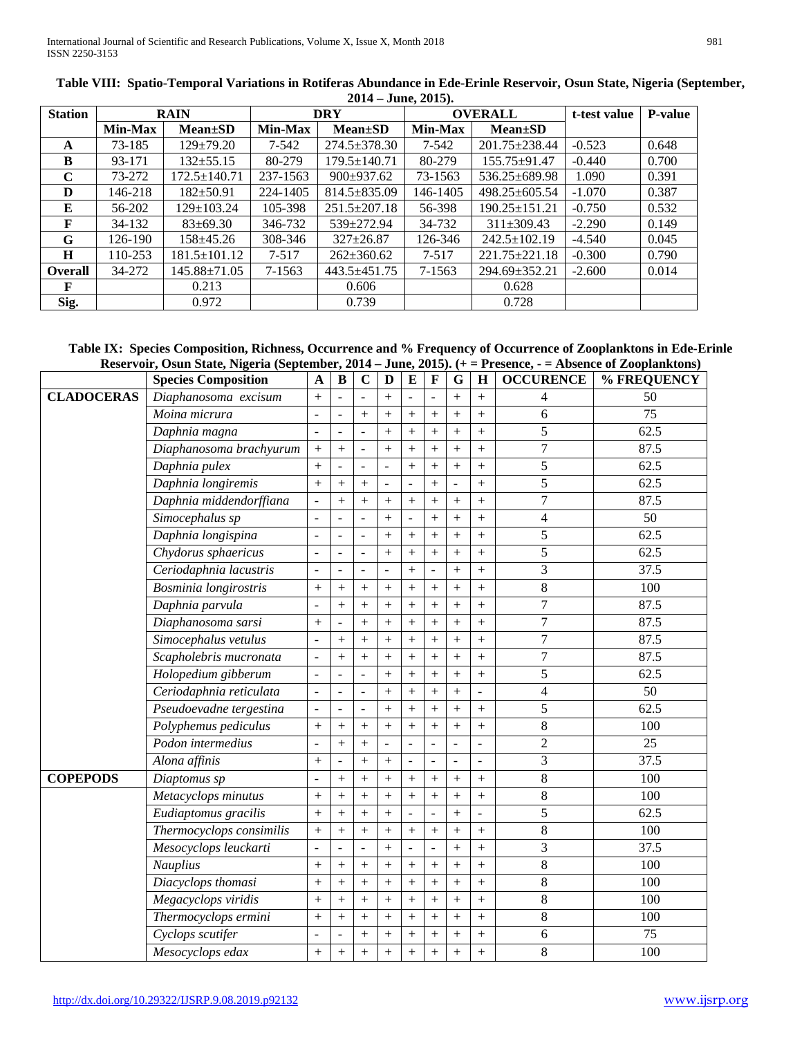**Table VIII: Spatio-Temporal Variations in Rotiferas Abundance in Ede-Erinle Reservoir, Osun State, Nigeria (September, 2014 – June, 2015).**

| Station | RAIN | | DRY | | OVERALL | | t-test value | P-value |
|---|---|---|---|---|---|---|---|---|
| | Min-Max | Mean±SD | Min-Max | Mean±SD | Min-Max | Mean±SD | | |
| **A** | 73-185 | 129±79.20 | 7-542 | 274.5±378.30 | 7-542 | 201.75±238.44 | -0.523 | 0.648 |
| **B** | 93-171 | 132±55.15 | 80-279 | 179.5±140.71 | 80-279 | 155.75±91.47 | -0.440 | 0.700 |
| **C** | 73-272 | 172.5±140.71 | 237-1563 | 900±937.62 | 73-1563 | 536.25±689.98 | 1.090 | 0.391 |
| **D** | 146-218 | 182±50.91 | 224-1405 | 814.5±835.09 | 146-1405 | 498.25±605.54 | -1.070 | 0.387 |
| **E** | 56-202 | 129±103.24 | 105-398 | 251.5±207.18 | 56-398 | 190.25±151.21 | -0.750 | 0.532 |
| **F** | 34-132 | 83±69.30 | 346-732 | 539±272.94 | 34-732 | 311±309.43 | -2.290 | 0.149 |
| **G** | 126-190 | 158±45.26 | 308-346 | 327±26.87 | 126-346 | 242.5±102.19 | -4.540 | 0.045 |
| **H** | 110-253 | 181.5±101.12 | 7-517 | 262±360.62 | 7-517 | 221.75±221.18 | -0.300 | 0.790 |
| **Overall** | 34-272 | 145.88±71.05 | 7-1563 | 443.5±451.75 | 7-1563 | 294.69±352.21 | -2.600 | 0.014 |
| **F** | | 0.213 | | 0.606 | | 0.628 | | |
| **Sig.** | | 0.972 | | 0.739 | | 0.728 | | |

**Table IX: Species Composition, Richness, Occurrence and % Frequency of Occurrence of Zooplanktons in Ede-Erinle Reservoir, Osun State, Nigeria (September, 2014 – June, 2015). (+ = Presence, - = Absence of Zooplanktons)**

| | Species Composition | A | B | C | D | E | F | G | H | OCCURENCE | % FREQUENCY |
|---|---|---|---|---|---|---|---|---|---|---|---|
| **CLADOCERAS** | *Diaphanosoma excisum* | + | - | - | + | - | - | + | + | 4 | 50 |
| | *Moina micrura* | - | - | + | + | + | + | + | + | 6 | 75 |
| | *Daphnia magna* | - | - | - | + | + | + | + | + | 5 | 62.5 |
| | *Diaphanosoma brachyurum* | + | + | - | + | + | + | + | + | 7 | 87.5 |
| | *Daphnia pulex* | + | - | - | - | + | + | + | + | 5 | 62.5 |
| | *Daphnia longiremis* | + | + | + | - | - | + | - | + | 5 | 62.5 |
| | *Daphnia middendorffiana* | - | + | + | + | + | + | + | + | 7 | 87.5 |
| | *Simocephalus sp* | - | - | - | + | - | + | + | + | 4 | 50 |
| | *Daphnia longispina* | - | - | - | + | + | + | + | + | 5 | 62.5 |
| | *Chydorus sphaericus* | - | - | - | + | + | + | + | + | 5 | 62.5 |
| | *Ceriodaphnia lacustris* | - | - | - | - | + | - | + | + | 3 | 37.5 |
| | *Bosminia longirostris* | + | + | + | + | + | + | + | + | 8 | 100 |
| | *Daphnia parvula* | - | + | + | + | + | + | + | + | 7 | 87.5 |
| | *Diaphanosoma sarsi* | + | - | + | + | + | + | + | + | 7 | 87.5 |
| | *Simocephalus vetulus* | - | + | + | + | + | + | + | + | 7 | 87.5 |
| | *Scapholebris mucronata* | - | + | + | + | + | + | + | + | 7 | 87.5 |
| | *Holopedium gibberum* | - | - | - | + | + | + | + | + | 5 | 62.5 |
| | *Ceriodaphnia reticulata* | - | - | - | + | + | + | + | - | 4 | 50 |
| | *Pseudoevadne tergestina* | - | - | - | + | + | + | + | + | 5 | 62.5 |
| | *Polyphemus pediculus* | + | + | + | + | + | + | + | + | 8 | 100 |
| | *Podon intermedius* | - | + | + | - | - | - | - | - | 2 | 25 |
| | *Alona affinis* | + | - | + | + | - | - | - | - | 3 | 37.5 |
| **COPEPODS** | *Diaptomus sp* | - | + | + | + | + | + | + | + | 8 | 100 |
| | *Metacyclops minutus* | + | + | + | + | + | + | + | + | 8 | 100 |
| | *Eudiaptomus gracilis* | + | + | + | + | - | - | + | - | 5 | 62.5 |
| | *Thermocyclops consimilis* | + | + | + | + | + | + | + | + | 8 | 100 |
| | *Mesocyclops leuckarti* | - | - | - | + | - | - | + | + | 3 | 37.5 |
| | *Nauplius* | + | + | + | + | + | + | + | + | 8 | 100 |
| | *Diacyclops thomasi* | + | + | + | + | + | + | + | + | 8 | 100 |
| | *Megacyclops viridis* | + | + | + | + | + | + | + | + | 8 | 100 |
| | *Thermocyclops ermini* | + | + | + | + | + | + | + | + | 8 | 100 |
| | *Cyclops scutifer* | - | - | + | + | + | + | + | + | 6 | 75 |
| | *Mesocyclops edax* | + | + | + | + | + | + | + | + | 8 | 100 |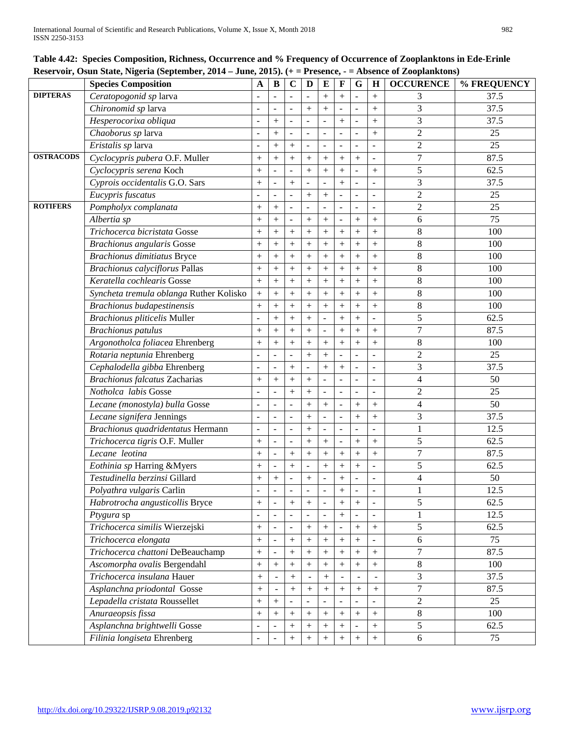**Table 4.42: Species Composition, Richness, Occurrence and % Frequency of Occurrence of Zooplanktons in Ede-Erinle Reservoir, Osun State, Nigeria (September, 2014 – June, 2015). (+ = Presence, - = Absence of Zooplanktons)**

| | Species Composition | A | B | C | D | E | F | G | H | OCCURENCE | % FREQUENCY |
|---|---|---|---|---|---|---|---|---|---|---|---|
| **DIPTERAS** | *Ceratopogonid sp* larva | - | - | - | - | + | + | - | + | 3 | 37.5 |
| | *Chironomid sp* larva | - | - | - | + | + | - | - | + | 3 | 37.5 |
| | *Hesperocorixa obliqua* | - | + | - | - | - | + | - | + | 3 | 37.5 |
| | *Chaoborus sp* larva | - | + | - | - | - | - | - | + | 2 | 25 |
| | *Eristalis sp* larva | - | + | + | - | - | - | - | - | 2 | 25 |
| **OSTRACODS** | *Cyclocypris pubera* O.F. Muller | + | + | + | + | + | + | + | - | 7 | 87.5 |
| | *Cyclocypris serena* Koch | + | - | - | + | + | + | - | + | 5 | 62.5 |
| | *Cyprois occidentalis* G.O. Sars | + | - | + | - | - | + | - | - | 3 | 37.5 |
| | *Eucypris fuscatus* | - | - | - | + | + | - | - | - | 2 | 25 |
| **ROTIFERS** | *Pompholyx complanata* | + | + | - | - | - | - | - | - | 2 | 25 |
| | *Albertia sp* | + | + | - | + | + | - | + | + | 6 | 75 |
| | *Trichocerca bicristata* Gosse | + | + | + | + | + | + | + | + | 8 | 100 |
| | *Brachionus angularis* Gosse | + | + | + | + | + | + | + | + | 8 | 100 |
| | *Brachionus dimitiatus* Bryce | + | + | + | + | + | + | + | + | 8 | 100 |
| | *Brachionus calyciflorus* Pallas | + | + | + | + | + | + | + | + | 8 | 100 |
| | *Keratella cochlearis* Gosse | + | + | + | + | + | + | + | + | 8 | 100 |
| | *Syncheta tremula oblanga* Ruther Kolisko | + | + | + | + | + | + | + | + | 8 | 100 |
| | *Brachionus budapestinensis* | + | + | + | + | + | + | + | + | 8 | 100 |
| | *Brachionus pliticelis* Muller | - | + | + | + | - | + | + | - | 5 | 62.5 |
| | *Brachionus patulus* | + | + | + | + | - | + | + | + | 7 | 87.5 |
| | *Argonotholca foliacea* Ehrenberg | + | + | + | + | + | + | + | + | 8 | 100 |
| | *Rotaria neptunia* Ehrenberg | - | - | - | + | + | - | - | - | 2 | 25 |
| | *Cephalodella gibba* Ehrenberg | - | - | + | - | + | + | - | - | 3 | 37.5 |
| | *Brachionus falcatus* Zacharias | + | + | + | + | - | - | - | - | 4 | 50 |
| | *Notholca labis* Gosse | - | - | + | + | - | - | - | - | 2 | 25 |
| | *Lecane (monostyla) bulla* Gosse | - | - | - | + | + | - | + | + | 4 | 50 |
| | *Lecane signifera* Jennings | - | - | - | + | - | - | + | + | 3 | 37.5 |
| | *Brachionus quadridentatus* Hermann | - | - | - | + | - | - | - | - | 1 | 12.5 |
| | *Trichocerca tigris* O.F. Muller | + | - | - | + | + | - | + | + | 5 | 62.5 |
| | *Lecane leotina* | + | - | + | + | + | + | + | + | 7 | 87.5 |
| | *Eothinia sp* Harring &Myers | + | - | + | - | + | + | + | - | 5 | 62.5 |
| | *Testudinella berzinsi* Gillard | + | + | - | + | - | + | - | - | 4 | 50 |
| | *Polyathra vulgaris* Carlin | - | - | - | - | - | + | - | - | 1 | 12.5 |
| | *Habrotrocha angusticollis* Bryce | + | - | + | + | - | + | + | - | 5 | 62.5 |
| | *Ptygura* sp | - | - | - | - | - | + | - | - | 1 | 12.5 |
| | *Trichocerca similis* Wierzejski | + | - | - | + | + | - | + | + | 5 | 62.5 |
| | *Trichocerca elongata* | + | - | + | + | + | + | + | - | 6 | 75 |
| | *Trichocerca chattoni* DeBeauchamp | + | - | + | + | + | + | + | + | 7 | 87.5 |
| | *Ascomorpha ovalis* Bergendahl | + | + | + | + | + | + | + | + | 8 | 100 |
| | *Trichocerca insulana* Hauer | + | - | + | - | + | - | - | - | 3 | 37.5 |
| | *Asplanchna priodontal* Gosse | + | - | + | + | + | + | + | + | 7 | 87.5 |
| | *Lepadella cristata* Roussellet | + | + | - | - | - | - | - | - | 2 | 25 |
| | *Anuraeopsis fissa* | + | + | + | + | + | + | + | + | 8 | 100 |
| | *Asplanchna brightwelli* Gosse | - | - | + | + | + | + | - | + | 5 | 62.5 |
| | *Filinia longiseta* Ehrenberg | - | - | + | + | + | + | + | + | 6 | 75 |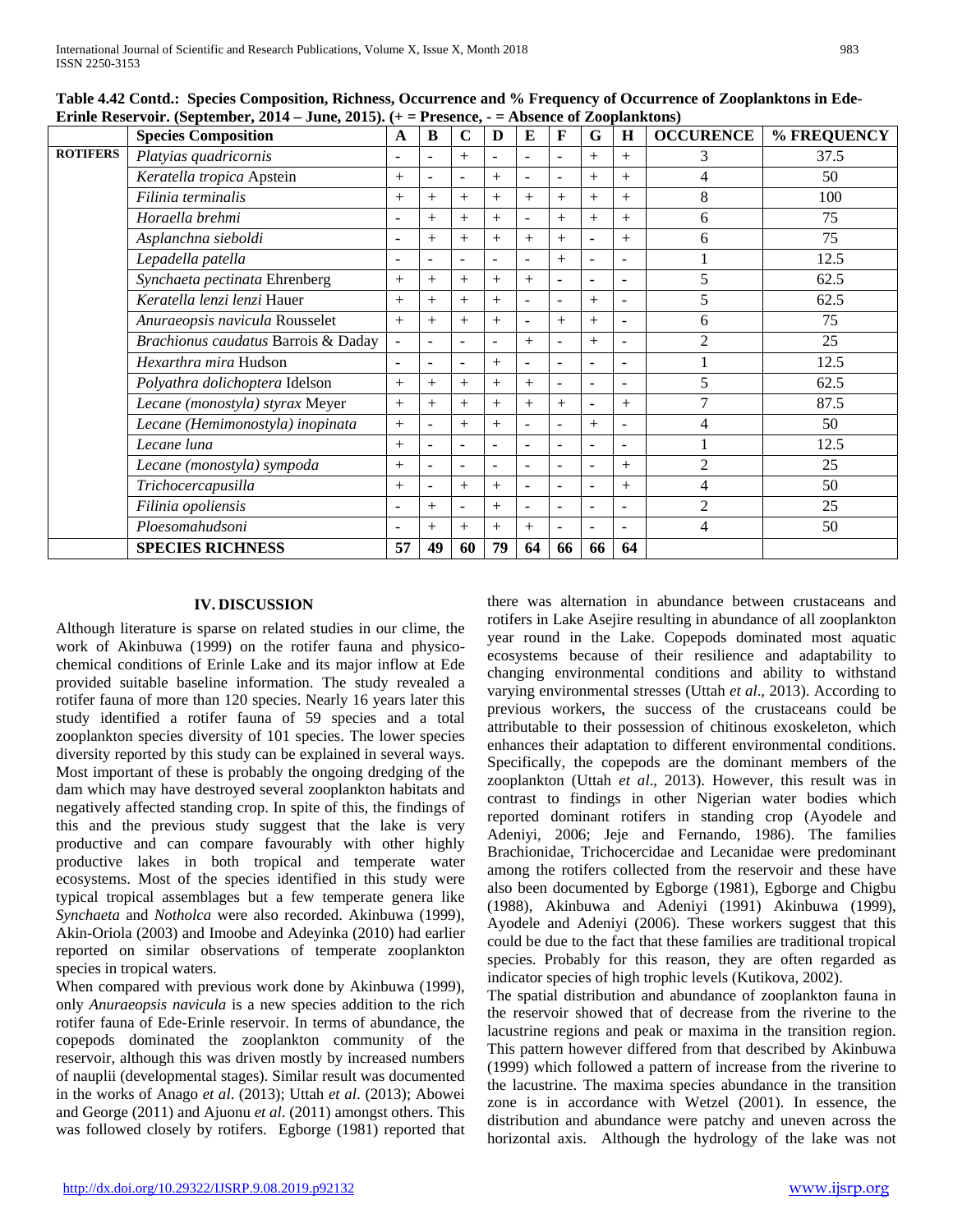**Table 4.42 Contd.: Species Composition, Richness, Occurrence and % Frequency of Occurrence of Zooplanktons in Ede-Erinle Reservoir. (September, 2014 – June, 2015). (+ = Presence, - = Absence of Zooplanktons)**

| | Species Composition | A | B | C | D | E | F | G | H | OCCURENCE | % FREQUENCY |
|---|---|---|---|---|---|---|---|---|---|---|---|
| **ROTIFERS** | *Platyias quadricornis* | - | - | + | - | - | - | + | + | 3 | 37.5 |
| | *Keratella tropica* Apstein | + | - | - | + | - | - | + | + | 4 | 50 |
| | *Filinia terminalis* | + | + | + | + | + | + | + | + | 8 | 100 |
| | *Horaella brehmi* | - | + | + | + | - | + | + | + | 6 | 75 |
| | *Asplanchna sieboldi* | - | + | + | + | + | + | - | + | 6 | 75 |
| | *Lepadella patella* | - | - | - | - | - | + | - | - | 1 | 12.5 |
| | *Synchaeta pectinata* Ehrenberg | + | + | + | + | + | - | - | - | 5 | 62.5 |
| | *Keratella lenzi lenzi* Hauer | + | + | + | + | - | - | + | - | 5 | 62.5 |
| | *Anuraeopsis navicula* Rousselet | + | + | + | + | - | + | + | - | 6 | 75 |
| | *Brachionus caudatus* Barrois & Daday | - | - | - | - | + | - | + | - | 2 | 25 |
| | *Hexarthra mira* Hudson | - | - | - | + | - | - | - | - | 1 | 12.5 |
| | *Polyathra dolichoptera* Idelson | + | + | + | + | + | - | - | - | 5 | 62.5 |
| | *Lecane (monostyla) styrax* Meyer | + | + | + | + | + | + | - | + | 7 | 87.5 |
| | *Lecane (Hemimonostyla) inopinata* | + | - | + | + | - | - | + | - | 4 | 50 |
| | *Lecane luna* | + | - | - | - | - | - | - | - | 1 | 12.5 |
| | *Lecane (monostyla) sympoda* | + | - | - | - | - | - | - | + | 2 | 25 |
| | *Trichocercapusilla* | + | - | + | + | - | - | - | + | 4 | 50 |
| | *Filinia opoliensis* | - | + | - | + | - | - | - | - | 2 | 25 |
| | *Ploesomahudsoni* | - | + | + | + | + | - | - | - | 4 | 50 |
| | **SPECIES RICHNESS** | **57** | **49** | **60** | **79** | **64** | **66** | **66** | **64** | | |

## IV. DISCUSSION

Although literature is sparse on related studies in our clime, the work of Akinbuwa (1999) on the rotifer fauna and physico-chemical conditions of Erinle Lake and its major inflow at Ede provided suitable baseline information. The study revealed a rotifer fauna of more than 120 species. Nearly 16 years later this study identified a rotifer fauna of 59 species and a total zooplankton species diversity of 101 species. The lower species diversity reported by this study can be explained in several ways. Most important of these is probably the ongoing dredging of the dam which may have destroyed several zooplankton habitats and negatively affected standing crop. In spite of this, the findings of this and the previous study suggest that the lake is very productive and can compare favourably with other highly productive lakes in both tropical and temperate water ecosystems. Most of the species identified in this study were typical tropical assemblages but a few temperate genera like *Synchaeta* and *Notholca* were also recorded. Akinbuwa (1999), Akin-Oriola (2003) and Imoobe and Adeyinka (2010) had earlier reported on similar observations of temperate zooplankton species in tropical waters.

When compared with previous work done by Akinbuwa (1999), only *Anuraeopsis navicula* is a new species addition to the rich rotifer fauna of Ede-Erinle reservoir. In terms of abundance, the copepods dominated the zooplankton community of the reservoir, although this was driven mostly by increased numbers of nauplii (developmental stages). Similar result was documented in the works of Anago *et al*. (2013); Uttah *et al*. (2013); Abowei and George (2011) and Ajuonu *et al*. (2011) amongst others. This was followed closely by rotifers. Egborge (1981) reported that there was alternation in abundance between crustaceans and rotifers in Lake Asejire resulting in abundance of all zooplankton year round in the Lake. Copepods dominated most aquatic ecosystems because of their resilience and adaptability to changing environmental conditions and ability to withstand varying environmental stresses (Uttah *et al*., 2013). According to previous workers, the success of the crustaceans could be attributable to their possession of chitinous exoskeleton, which enhances their adaptation to different environmental conditions. Specifically, the copepods are the dominant members of the zooplankton (Uttah *et al*., 2013). However, this result was in contrast to findings in other Nigerian water bodies which reported dominant rotifers in standing crop (Ayodele and Adeniyi, 2006; Jeje and Fernando, 1986). The families Brachionidae, Trichocercidae and Lecanidae were predominant among the rotifers collected from the reservoir and these have also been documented by Egborge (1981), Egborge and Chigbu (1988), Akinbuwa and Adeniyi (1991) Akinbuwa (1999), Ayodele and Adeniyi (2006). These workers suggest that this could be due to the fact that these families are traditional tropical species. Probably for this reason, they are often regarded as indicator species of high trophic levels (Kutikova, 2002).

The spatial distribution and abundance of zooplankton fauna in the reservoir showed that of decrease from the riverine to the lacustrine regions and peak or maxima in the transition region. This pattern however differed from that described by Akinbuwa (1999) which followed a pattern of increase from the riverine to the lacustrine. The maxima species abundance in the transition zone is in accordance with Wetzel (2001). In essence, the distribution and abundance were patchy and uneven across the horizontal axis. Although the hydrology of the lake was not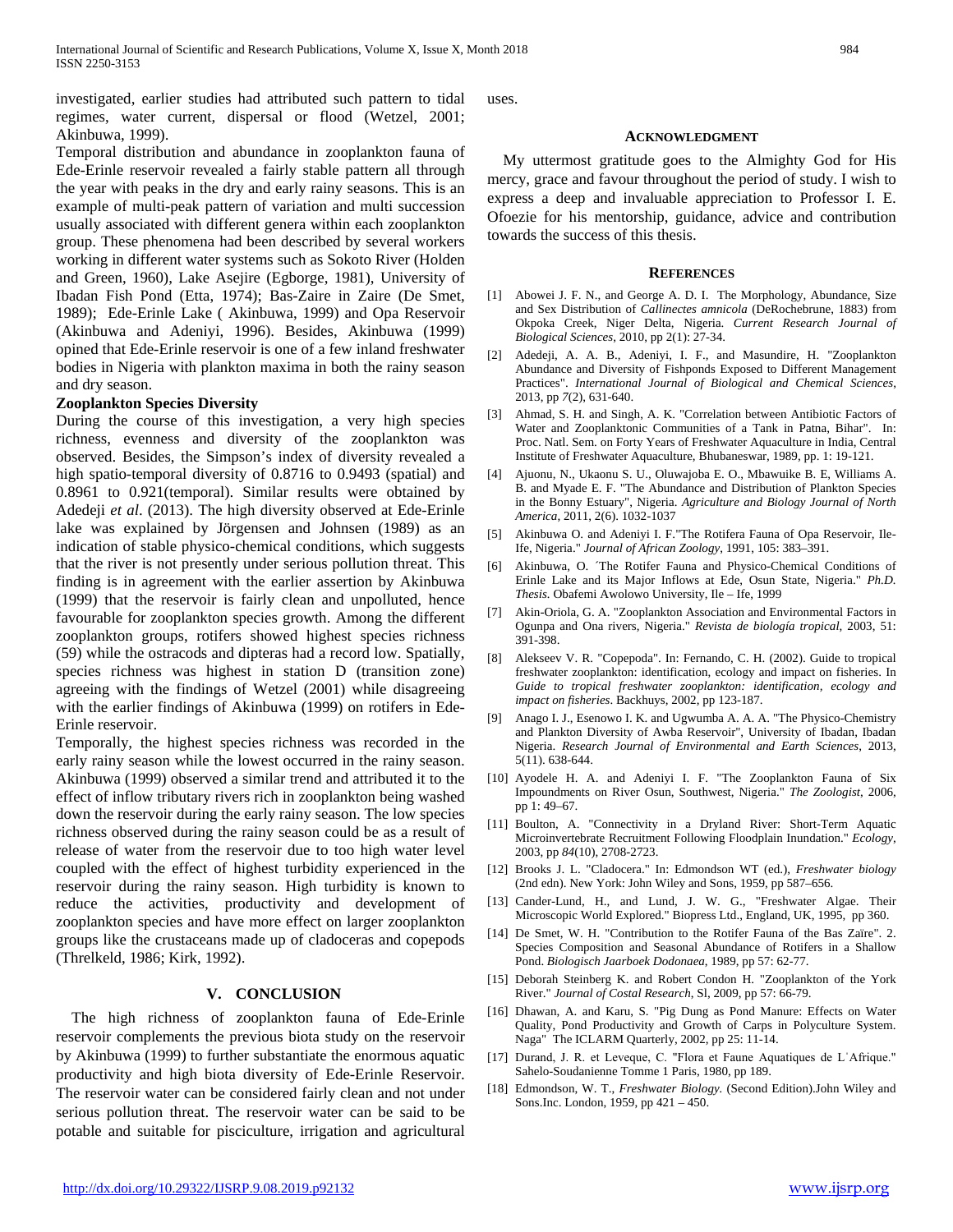investigated, earlier studies had attributed such pattern to tidal regimes, water current, dispersal or flood (Wetzel, 2001; Akinbuwa, 1999).

Temporal distribution and abundance in zooplankton fauna of Ede-Erinle reservoir revealed a fairly stable pattern all through the year with peaks in the dry and early rainy seasons. This is an example of multi-peak pattern of variation and multi succession usually associated with different genera within each zooplankton group. These phenomena had been described by several workers working in different water systems such as Sokoto River (Holden and Green, 1960), Lake Asejire (Egborge, 1981), University of Ibadan Fish Pond (Etta, 1974); Bas-Zaire in Zaire (De Smet, 1989); Ede-Erinle Lake ( Akinbuwa, 1999) and Opa Reservoir (Akinbuwa and Adeniyi, 1996). Besides, Akinbuwa (1999) opined that Ede-Erinle reservoir is one of a few inland freshwater bodies in Nigeria with plankton maxima in both the rainy season and dry season.

**Zooplankton Species Diversity**

During the course of this investigation, a very high species richness, evenness and diversity of the zooplankton was observed. Besides, the Simpson's index of diversity revealed a high spatio-temporal diversity of 0.8716 to 0.9493 (spatial) and 0.8961 to 0.921(temporal). Similar results were obtained by Adedeji *et al*. (2013). The high diversity observed at Ede-Erinle lake was explained by Jörgensen and Johnsen (1989) as an indication of stable physico-chemical conditions, which suggests that the river is not presently under serious pollution threat. This finding is in agreement with the earlier assertion by Akinbuwa (1999) that the reservoir is fairly clean and unpolluted, hence favourable for zooplankton species growth. Among the different zooplankton groups, rotifers showed highest species richness (59) while the ostracods and dipteras had a record low. Spatially, species richness was highest in station D (transition zone) agreeing with the findings of Wetzel (2001) while disagreeing with the earlier findings of Akinbuwa (1999) on rotifers in Ede-Erinle reservoir.

Temporally, the highest species richness was recorded in the early rainy season while the lowest occurred in the rainy season. Akinbuwa (1999) observed a similar trend and attributed it to the effect of inflow tributary rivers rich in zooplankton being washed down the reservoir during the early rainy season. The low species richness observed during the rainy season could be as a result of release of water from the reservoir due to too high water level coupled with the effect of highest turbidity experienced in the reservoir during the rainy season. High turbidity is known to reduce the activities, productivity and development of zooplankton species and have more effect on larger zooplankton groups like the crustaceans made up of cladoceras and copepods (Threlkeld, 1986; Kirk, 1992).

## V. CONCLUSION

The high richness of zooplankton fauna of Ede-Erinle reservoir complements the previous biota study on the reservoir by Akinbuwa (1999) to further substantiate the enormous aquatic productivity and high biota diversity of Ede-Erinle Reservoir. The reservoir water can be considered fairly clean and not under serious pollution threat. The reservoir water can be said to be potable and suitable for pisciculture, irrigation and agricultural uses.

## ACKNOWLEDGMENT

My uttermost gratitude goes to the Almighty God for His mercy, grace and favour throughout the period of study. I wish to express a deep and invaluable appreciation to Professor I. E. Ofoezie for his mentorship, guidance, advice and contribution towards the success of this thesis.

## REFERENCES

[1] Abowei J. F. N., and George A. D. I. The Morphology, Abundance, Size and Sex Distribution of *Callinectes amnicola* (DeRochebrune, 1883) from Okpoka Creek, Niger Delta, Nigeria. *Current Research Journal of Biological Sciences*, 2010, pp 2(1): 27-34.

[2] Adedeji, A. A. B., Adeniyi, I. F., and Masundire, H. "Zooplankton Abundance and Diversity of Fishponds Exposed to Different Management Practices". *International Journal of Biological and Chemical Sciences*, 2013, pp *7*(2), 631-640.

[3] Ahmad, S. H. and Singh, A. K. "Correlation between Antibiotic Factors of Water and Zooplanktonic Communities of a Tank in Patna, Bihar". In: Proc. Natl. Sem. on Forty Years of Freshwater Aquaculture in India, Central Institute of Freshwater Aquaculture, Bhubaneswar, 1989, pp. 1: 19-121.

[4] Ajuonu, N., Ukaonu S. U., Oluwajoba E. O., Mbawuike B. E, Williams A. B. and Myade E. F. "The Abundance and Distribution of Plankton Species in the Bonny Estuary", Nigeria. *Agriculture and Biology Journal of North America*, 2011, 2(6). 1032-1037

[5] Akinbuwa O. and Adeniyi I. F."The Rotifera Fauna of Opa Reservoir, Ile-Ife, Nigeria." *Journal of African Zoology*, 1991, 105: 383–391.

[6] Akinbuwa, O. ´The Rotifer Fauna and Physico-Chemical Conditions of Erinle Lake and its Major Inflows at Ede, Osun State, Nigeria." *Ph.D. Thesis*. Obafemi Awolowo University, Ile – Ife, 1999

[7] Akin-Oriola, G. A. "Zooplankton Association and Environmental Factors in Ogunpa and Ona rivers, Nigeria." *Revista de biología tropical*, 2003, 51: 391-398.

[8] Alekseev V. R. "Copepoda". In: Fernando, C. H. (2002). Guide to tropical freshwater zooplankton: identification, ecology and impact on fisheries. In *Guide to tropical freshwater zooplankton: identification, ecology and impact on fisheries*. Backhuys, 2002, pp 123-187.

[9] Anago I. J., Esenowo I. K. and Ugwumba A. A. A. "The Physico-Chemistry and Plankton Diversity of Awba Reservoir", University of Ibadan, Ibadan Nigeria. *Research Journal of Environmental and Earth Sciences*, 2013, 5(11). 638-644.

[10] Ayodele H. A. and Adeniyi I. F. "The Zooplankton Fauna of Six Impoundments on River Osun, Southwest, Nigeria." *The Zoologist*, 2006, pp 1: 49–67.

[11] Boulton, A. "Connectivity in a Dryland River: Short-Term Aquatic Microinvertebrate Recruitment Following Floodplain Inundation." *Ecology*, 2003, pp *84*(10), 2708-2723.

[12] Brooks J. L. "Cladocera." In: Edmondson WT (ed.), *Freshwater biology* (2nd edn). New York: John Wiley and Sons, 1959, pp 587–656.

[13] Cander-Lund, H., and Lund, J. W. G., "Freshwater Algae. Their Microscopic World Explored." Biopress Ltd., England, UK, 1995, pp 360.

[14] De Smet, W. H. "Contribution to the Rotifer Fauna of the Bas Zaïre". 2. Species Composition and Seasonal Abundance of Rotifers in a Shallow Pond. *Biologisch Jaarboek Dodonaea*, 1989, pp 57: 62-77.

[15] Deborah Steinberg K. and Robert Condon H. "Zooplankton of the York River." *Journal of Costal Research*, Sl, 2009, pp 57: 66-79.

[16] Dhawan, A. and Karu, S. "Pig Dung as Pond Manure: Effects on Water Quality, Pond Productivity and Growth of Carps in Polyculture System. Naga" The ICLARM Quarterly, 2002, pp 25: 11-14.

[17] Durand, J. R. et Leveque, C. "Flora et Faune Aquatiques de L᾿Afrique." Sahelo-Soudanienne Tomme 1 Paris, 1980, pp 189.

[18] Edmondson, W. T., *Freshwater Biology*. (Second Edition).John Wiley and Sons.Inc. London, 1959, pp 421 – 450.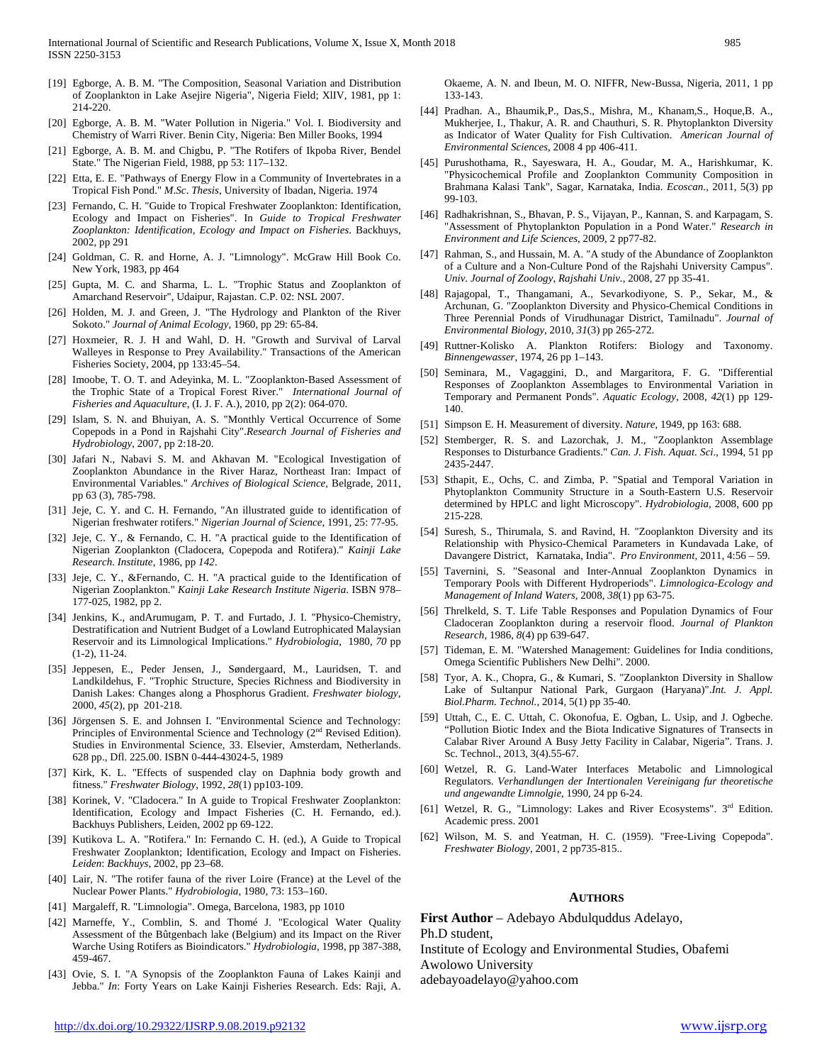[19] Egborge, A. B. M. "The Composition, Seasonal Variation and Distribution of Zooplankton in Lake Asejire Nigeria", Nigeria Field; XlIV, 1981, pp 1: 214-220.

[20] Egborge, A. B. M. "Water Pollution in Nigeria." Vol. I. Biodiversity and Chemistry of Warri River. Benin City, Nigeria: Ben Miller Books, 1994

[21] Egborge, A. B. M. and Chigbu, P. "The Rotifers of Ikpoba River, Bendel State." The Nigerian Field, 1988, pp 53: 117–132.

[22] Etta, E. E. "Pathways of Energy Flow in a Community of Invertebrates in a Tropical Fish Pond." *M.Sc. Thesis*, University of Ibadan, Nigeria. 1974

[23] Fernando, C. H. "Guide to Tropical Freshwater Zooplankton: Identification, Ecology and Impact on Fisheries". In *Guide to Tropical Freshwater Zooplankton: Identification, Ecology and Impact on Fisheries*. Backhuys, 2002, pp 291

[24] Goldman, C. R. and Horne, A. J. "Limnology". McGraw Hill Book Co. New York, 1983, pp 464

[25] Gupta, M. C. and Sharma, L. L. "Trophic Status and Zooplankton of Amarchand Reservoir", Udaipur, Rajastan. C.P. 02: NSL 2007.

[26] Holden, M. J. and Green, J. "The Hydrology and Plankton of the River Sokoto." *Journal of Animal Ecology*, 1960, pp 29: 65-84.

[27] Hoxmeier, R. J. H and Wahl, D. H. "Growth and Survival of Larval Walleyes in Response to Prey Availability." Transactions of the American Fisheries Society, 2004, pp 133:45–54.

[28] Imoobe, T. O. T. and Adeyinka, M. L. "Zooplankton-Based Assessment of the Trophic State of a Tropical Forest River." *International Journal of Fisheries and Aquaculture*, (I. J. F. A.), 2010, pp 2(2): 064-070.

[29] Islam, S. N. and Bhuiyan, A. S. "Monthly Vertical Occurrence of Some Copepods in a Pond in Rajshahi City".*Research Journal of Fisheries and Hydrobiology*, 2007, pp 2:18-20.

[30] Jafari N., Nabavi S. M. and Akhavan M. "Ecological Investigation of Zooplankton Abundance in the River Haraz, Northeast Iran: Impact of Environmental Variables." *Archives of Biological Science*, Belgrade, 2011, pp 63 (3), 785-798.

[31] Jeje, C. Y. and C. H. Fernando, "An illustrated guide to identification of Nigerian freshwater rotifers." *Nigerian Journal of Science*, 1991, 25: 77-95.

[32] Jeje, C. Y., & Fernando, C. H. "A practical guide to the Identification of Nigerian Zooplankton (Cladocera, Copepoda and Rotifera)." *Kainji Lake Research. Institute*, 1986, pp *142*.

[33] Jeje, C. Y., &Fernando, C. H. "A practical guide to the Identification of Nigerian Zooplankton." *Kainji Lake Research Institute Nigeria*. ISBN 978–177-025, 1982, pp 2.

[34] Jenkins, K., andArumugam, P. T. and Furtado, J. I. "Physico-Chemistry, Destratification and Nutrient Budget of a Lowland Eutrophicated Malaysian Reservoir and its Limnological Implications." *Hydrobiologia*, 1980, *70* pp (1-2), 11-24.

[35] Jeppesen, E., Peder Jensen, J., Søndergaard, M., Lauridsen, T. and Landkildehus, F. "Trophic Structure, Species Richness and Biodiversity in Danish Lakes: Changes along a Phosphorus Gradient. *Freshwater biology*, 2000, *45*(2), pp 201-218.

[36] Jörgensen S. E. and Johnsen I. "Environmental Science and Technology: Principles of Environmental Science and Technology (2nd Revised Edition). Studies in Environmental Science, 33. Elsevier, Amsterdam, Netherlands. 628 pp., Dfl. 225.00. ISBN 0-444-43024-5, 1989

[37] Kirk, K. L. "Effects of suspended clay on Daphnia body growth and fitness." *Freshwater Biology*, 1992, *28*(1) pp103-109.

[38] Korinek, V. "Cladocera." In A guide to Tropical Freshwater Zooplankton: Identification, Ecology and Impact Fisheries (C. H. Fernando, ed.). Backhuys Publishers, Leiden, 2002 pp 69-122.

[39] Kutikova L. A. "Rotifera." In: Fernando C. H. (ed.), A Guide to Tropical Freshwater Zooplankton; Identification, Ecology and Impact on Fisheries. *Leiden*: *Backhuys*, 2002, pp 23–68.

[40] Lair, N. "The rotifer fauna of the river Loire (France) at the Level of the Nuclear Power Plants." *Hydrobiologia*, 1980, 73: 153–160.

[41] Margaleff, R. "Limnologia". Omega, Barcelona, 1983, pp 1010

[42] Marneffe, Y., Comblin, S. and Thomé J. "Ecological Water Quality Assessment of the Bûtgenbach lake (Belgium) and its Impact on the River Warche Using Rotifers as Bioindicators." *Hydrobiologia*, 1998, pp 387-388, 459-467.

[43] Ovie, S. I. "A Synopsis of the Zooplankton Fauna of Lakes Kainji and Jebba." *In*: Forty Years on Lake Kainji Fisheries Research. Eds: Raji, A. Okaeme, A. N. and Ibeun, M. O. NIFFR, New-Bussa, Nigeria, 2011, 1 pp 133-143.

[44] Pradhan. A., Bhaumik,P., Das,S., Mishra, M., Khanam,S., Hoque,B. A., Mukherjee, I., Thakur, A. R. and Chauthuri, S. R. Phytoplankton Diversity as Indicator of Water Quality for Fish Cultivation. *American Journal of Environmental Sciences*, 2008 4 pp 406-411.

[45] Purushothama, R., Sayeswara, H. A., Goudar, M. A., Harishkumar, K. "Physicochemical Profile and Zooplankton Community Composition in Brahmana Kalasi Tank", Sagar, Karnataka, India. *Ecoscan.*, 2011, 5(3) pp 99-103.

[46] Radhakrishnan, S., Bhavan, P. S., Vijayan, P., Kannan, S. and Karpagam, S. "Assessment of Phytoplankton Population in a Pond Water." *Research in Environment and Life Sciences*, 2009, 2 pp77-82.

[47] Rahman, S., and Hussain, M. A. "A study of the Abundance of Zooplankton of a Culture and a Non-Culture Pond of the Rajshahi University Campus". *Univ. Journal of Zoology, Rajshahi Univ.*, 2008, 27 pp 35-41.

[48] Rajagopal, T., Thangamani, A., Sevarkodiyone, S. P., Sekar, M., & Archunan, G. "Zooplankton Diversity and Physico-Chemical Conditions in Three Perennial Ponds of Virudhunagar District, Tamilnadu". *Journal of Environmental Biology*, 2010, *31*(3) pp 265-272.

[49] Ruttner-Kolisko A. Plankton Rotifers: Biology and Taxonomy. *Binnengewasser*, 1974, 26 pp 1–143.

[50] Seminara, M., Vagaggini, D., and Margaritora, F. G. "Differential Responses of Zooplankton Assemblages to Environmental Variation in Temporary and Permanent Ponds". *Aquatic Ecology*, 2008, *42*(1) pp 129-140.

[51] Simpson E. H. Measurement of diversity. *Nature*, 1949, pp 163: 688.

[52] Stemberger, R. S. and Lazorchak, J. M., "Zooplankton Assemblage Responses to Disturbance Gradients." *Can. J. Fish. Aquat. Sci*., 1994, 51 pp 2435-2447.

[53] Sthapit, E., Ochs, C. and Zimba, P. "Spatial and Temporal Variation in Phytoplankton Community Structure in a South-Eastern U.S. Reservoir determined by HPLC and light Microscopy". *Hydrobiologia*, 2008, 600 pp 215-228.

[54] Suresh, S., Thirumala, S. and Ravind, H. "Zooplankton Diversity and its Relationship with Physico-Chemical Parameters in Kundavada Lake, of Davangere District, Karnataka, India". *Pro Environment*, 2011, 4:56 – 59.

[55] Tavernini, S. "Seasonal and Inter-Annual Zooplankton Dynamics in Temporary Pools with Different Hydroperiods". *Limnologica-Ecology and Management of Inland Waters*, 2008, *38*(1) pp 63-75.

[56] Threlkeld, S. T. Life Table Responses and Population Dynamics of Four Cladoceran Zooplankton during a reservoir flood. *Journal of Plankton Research*, 1986, *8*(4) pp 639-647.

[57] Tideman, E. M. "Watershed Management: Guidelines for India conditions, Omega Scientific Publishers New Delhi". 2000.

[58] Tyor, A. K., Chopra, G., & Kumari, S. "Zooplankton Diversity in Shallow Lake of Sultanpur National Park, Gurgaon (Haryana)".*Int. J. Appl. Biol.Pharm. Technol.*, 2014, 5(1) pp 35-40.

[59] Uttah, C., E. C. Uttah, C. Okonofua, E. Ogban, L. Usip, and J. Ogbeche. "Pollution Biotic Index and the Biota Indicative Signatures of Transects in Calabar River Around A Busy Jetty Facility in Calabar, Nigeria". Trans. J. Sc. Technol., 2013, 3(4).55-67.

[60] Wetzel, R. G. Land-Water Interfaces Metabolic and Limnological Regulators. *Verhandlungen der Intertionalen Vereinigang fur theoretische und angewandte Limnolgie*, 1990, 24 pp 6-24.

[61] Wetzel, R. G., "Limnology: Lakes and River Ecosystems". 3rd Edition. Academic press. 2001

[62] Wilson, M. S. and Yeatman, H. C. (1959). "Free-Living Copepoda". *Freshwater Biology*, 2001, 2 pp735-815..

## AUTHORS

**First Author** – Adebayo Abdulquddus Adelayo, Ph.D student, Institute of Ecology and Environmental Studies, Obafemi Awolowo University adebayoadelayo@yahoo.com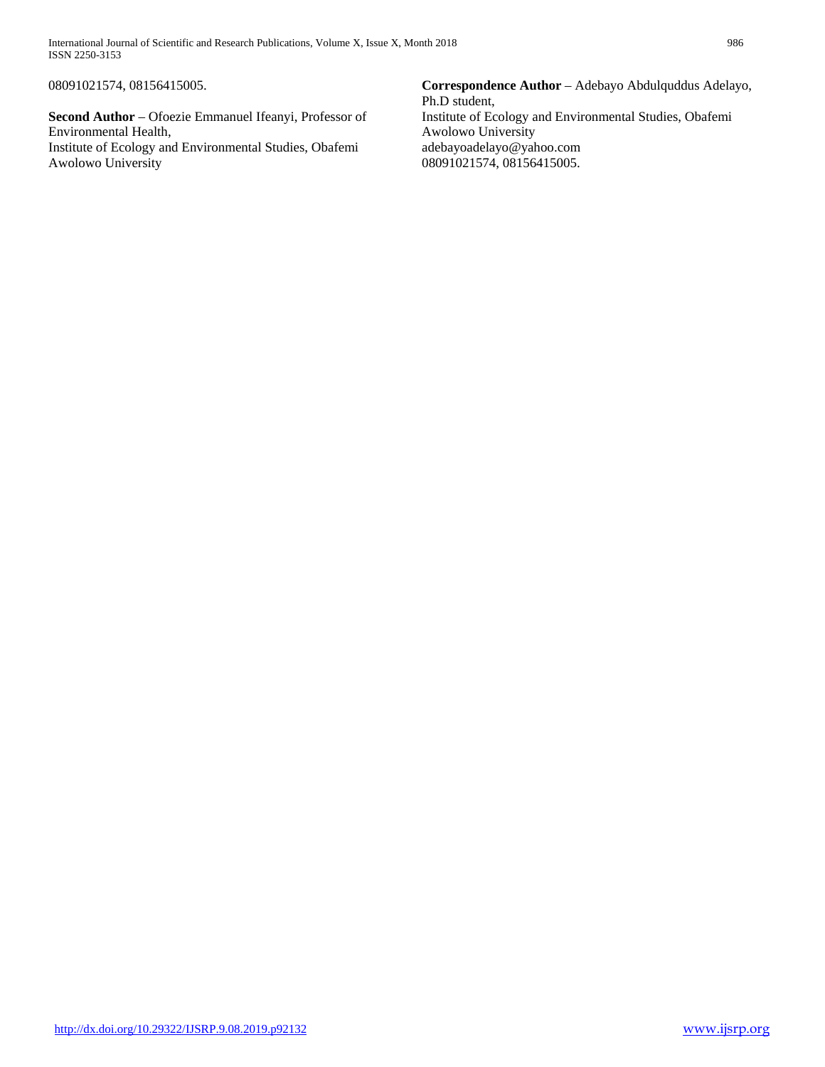08091021574, 08156415005.

**Second Author** – Ofoezie Emmanuel Ifeanyi, Professor of Environmental Health,
Institute of Ecology and Environmental Studies, Obafemi Awolowo University

**Correspondence Author** – Adebayo Abdulquddus Adelayo, Ph.D student,
Institute of Ecology and Environmental Studies, Obafemi Awolowo University
adebayoadelayo@yahoo.com
08091021574, 08156415005.